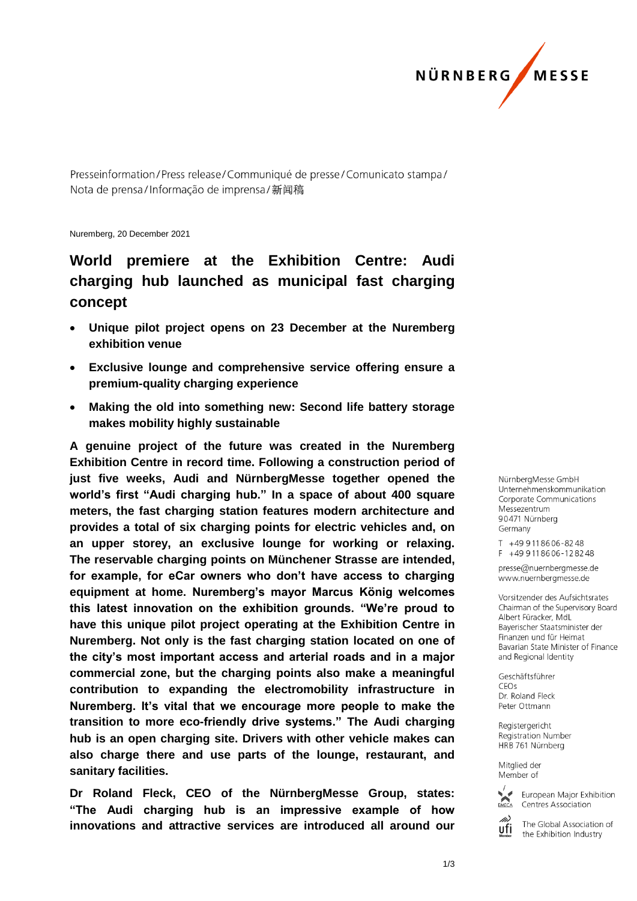NÜRNBERG MESSE

Presseinformation / Press release / Communiqué de presse / Comunicato stampa / Nota de prensa / Informação de imprensa / 新闻稿

Nuremberg, 20 December 2021

# World premiere at the Exhibition Centre: Audi charging hub launched as municipal fast charging concept

- **Unique pilot project opens on 23 December at the Nuremberg exhibition venue**
- **Exclusive lounge and comprehensive service offering ensure a premium-quality charging experience**
- **Making the old into something new: Second life battery storage makes mobility highly sustainable**

**A genuine project of the future was created in the Nuremberg Exhibition Centre in record time. Following a construction period of just five weeks, Audi and NürnbergMesse together opened the world's first "Audi charging hub." In a space of about 400 square meters, the fast charging station features modern architecture and provides a total of six charging points for electric vehicles and, on an upper storey, an exclusive lounge for working or relaxing. The reservable charging points on Münchener Strasse are intended, for example, for eCar owners who don't have access to charging equipment at home. Nuremberg's mayor Marcus König welcomes this latest innovation on the exhibition grounds. "We're proud to have this unique pilot project operating at the Exhibition Centre in Nuremberg. Not only is the fast charging station located on one of the city's most important access and arterial roads and in a major commercial zone, but the charging points also make a meaningful contribution to expanding the electromobility infrastructure in Nuremberg. It's vital that we encourage more people to make the transition to more eco-friendly drive systems." The Audi charging hub is an open charging site. Drivers with other vehicle makes can also charge there and use parts of the lounge, restaurant, and sanitary facilities.**

**Dr Roland Fleck, CEO of the NürnbergMesse Group, states: "The Audi charging hub is an impressive example of how innovations and attractive services are introduced all around our**

NürnbergMesse GmbH
Unternehmenskommunikation
Corporate Communications
Messezentrum
90471 Nürnberg
Germany

T +49 9 11 86 06-82 48
F +49 9 11 86 06-12 82 48

presse@nuernbergmesse.de
www.nuernbergmesse.de

Vorsitzender des Aufsichtsrates
Chairman of the Supervisory Board
Albert Füracker, MdL
Bayerischer Staatsminister der Finanzen und für Heimat
Bavarian State Minister of Finance and Regional Identity

Geschäftsführer
CEOs
Dr. Roland Fleck
Peter Ottmann

Registergericht
Registration Number
HRB 761 Nürnberg

Mitglied der
Member of

European Major Exhibition Centres Association

The Global Association of the Exhibition Industry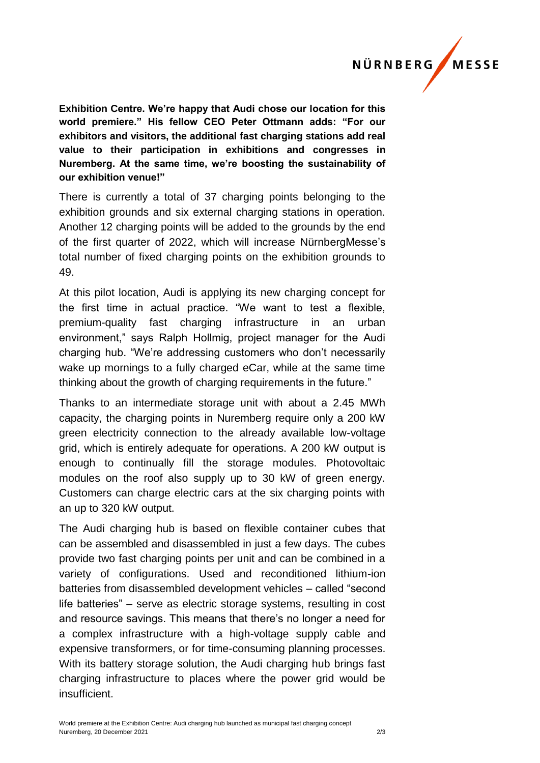**Exhibition Centre. We're happy that Audi chose our location for this world premiere." His fellow CEO Peter Ottmann adds: "For our exhibitors and visitors, the additional fast charging stations add real value to their participation in exhibitions and congresses in Nuremberg. At the same time, we're boosting the sustainability of our exhibition venue!"**

There is currently a total of 37 charging points belonging to the exhibition grounds and six external charging stations in operation. Another 12 charging points will be added to the grounds by the end of the first quarter of 2022, which will increase NürnbergMesse's total number of fixed charging points on the exhibition grounds to 49.

At this pilot location, Audi is applying its new charging concept for the first time in actual practice. "We want to test a flexible, premium-quality fast charging infrastructure in an urban environment," says Ralph Hollmig, project manager for the Audi charging hub. "We're addressing customers who don't necessarily wake up mornings to a fully charged eCar, while at the same time thinking about the growth of charging requirements in the future."

Thanks to an intermediate storage unit with about a 2.45 MWh capacity, the charging points in Nuremberg require only a 200 kW green electricity connection to the already available low-voltage grid, which is entirely adequate for operations. A 200 kW output is enough to continually fill the storage modules. Photovoltaic modules on the roof also supply up to 30 kW of green energy. Customers can charge electric cars at the six charging points with an up to 320 kW output.

The Audi charging hub is based on flexible container cubes that can be assembled and disassembled in just a few days. The cubes provide two fast charging points per unit and can be combined in a variety of configurations. Used and reconditioned lithium-ion batteries from disassembled development vehicles – called "second life batteries" – serve as electric storage systems, resulting in cost and resource savings. This means that there's no longer a need for a complex infrastructure with a high-voltage supply cable and expensive transformers, or for time-consuming planning processes. With its battery storage solution, the Audi charging hub brings fast charging infrastructure to places where the power grid would be insufficient.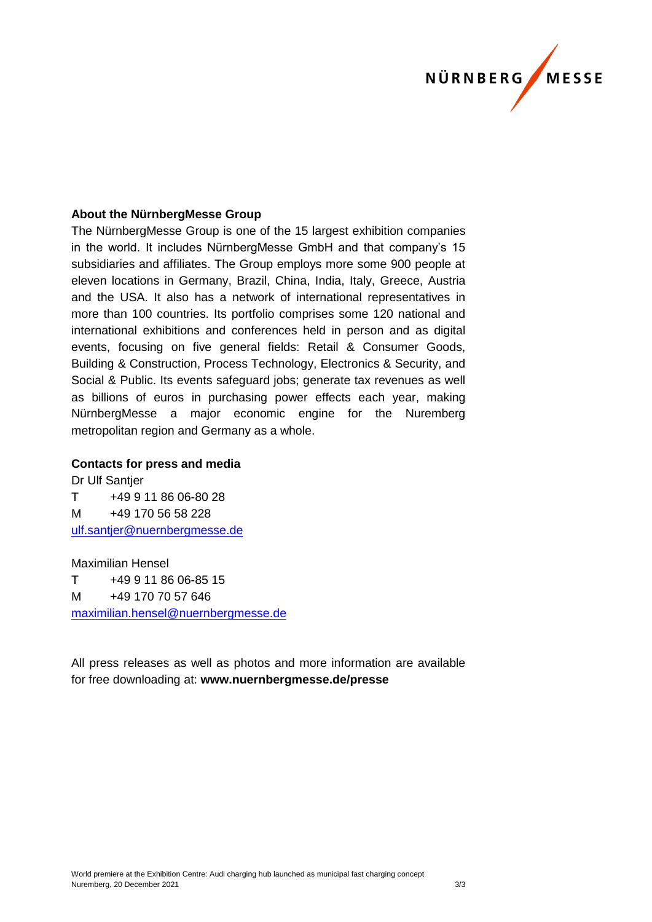**About the NürnbergMesse Group**

The NürnbergMesse Group is one of the 15 largest exhibition companies in the world. It includes NürnbergMesse GmbH and that company's 15 subsidiaries and affiliates. The Group employs more some 900 people at eleven locations in Germany, Brazil, China, India, Italy, Greece, Austria and the USA. It also has a network of international representatives in more than 100 countries. Its portfolio comprises some 120 national and international exhibitions and conferences held in person and as digital events, focusing on five general fields: Retail & Consumer Goods, Building & Construction, Process Technology, Electronics & Security, and Social & Public. Its events safeguard jobs; generate tax revenues as well as billions of euros in purchasing power effects each year, making NürnbergMesse a major economic engine for the Nuremberg metropolitan region and Germany as a whole.

**Contacts for press and media**

Dr Ulf Santjer
T +49 9 11 86 06-80 28
M +49 170 56 58 228
ulf.santjer@nuernbergmesse.de

Maximilian Hensel
T +49 9 11 86 06-85 15
M +49 170 70 57 646
maximilian.hensel@nuernbergmesse.de

All press releases as well as photos and more information are available for free downloading at: **www.nuernbergmesse.de/presse**